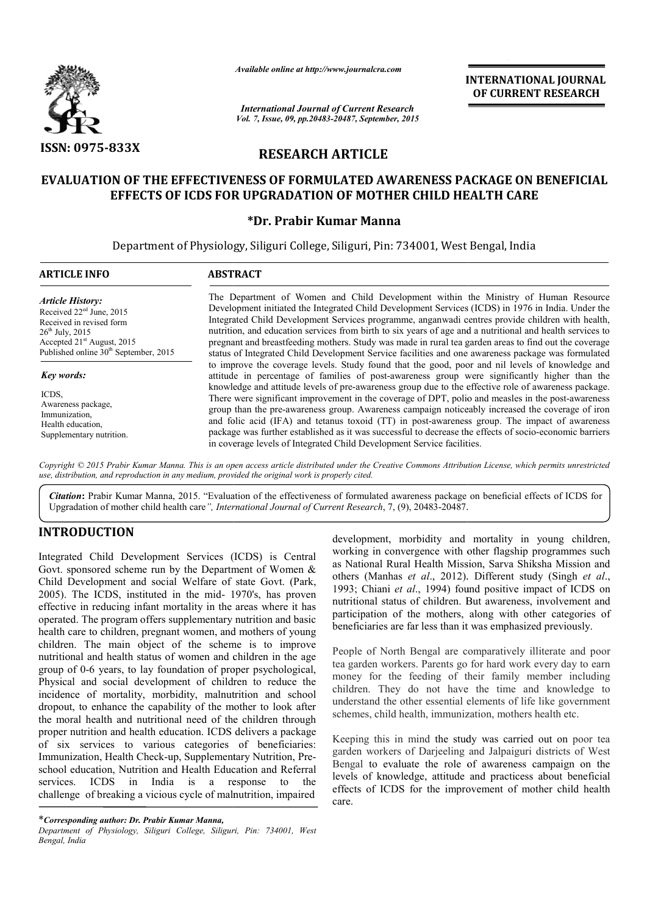ISSN: 0975-833X

*Available online at http://www.journalcra.com*

*International Journal of Current Research*
*Vol. 7, Issue, 09, pp.20483-20487, September, 2015*

**INTERNATIONAL JOURNAL OF CURRENT RESEARCH**

## RESEARCH ARTICLE

# EVALUATION OF THE EFFECTIVENESS OF FORMULATED AWARENESS PACKAGE ON BENEFICIAL EFFECTS OF ICDS FOR UPGRADATION OF MOTHER CHILD HEALTH CARE

**\*Dr. Prabir Kumar Manna**

Department of Physiology, Siliguri College, Siliguri, Pin: 734001, West Bengal, India

**ARTICLE INFO**

*Article History:*
Received 22nd June, 2015
Received in revised form 26th July, 2015
Accepted 21st August, 2015
Published online 30th September, 2015

*Key words:*
ICDS,
Awareness package,
Immunization,
Health education,
Supplementary nutrition.

**ABSTRACT**

The Department of Women and Child Development within the Ministry of Human Resource Development initiated the Integrated Child Development Services (ICDS) in 1976 in India. Under the Integrated Child Development Services programme, anganwadi centres provide children with health, nutrition, and education services from birth to six years of age and a nutritional and health services to pregnant and breastfeeding mothers. Study was made in rural tea garden areas to find out the coverage status of Integrated Child Development Service facilities and one awareness package was formulated to improve the coverage levels. Study found that the good, poor and nil levels of knowledge and attitude in percentage of families of post-awareness group were significantly higher than the knowledge and attitude levels of pre-awareness group due to the effective role of awareness package. There were significant improvement in the coverage of DPT, polio and measles in the post-awareness group than the pre-awareness group. Awareness campaign noticeably increased the coverage of iron and folic acid (IFA) and tetanus toxoid (TT) in post-awareness group. The impact of awareness package was further established as it was successful to decrease the effects of socio-economic barriers in coverage levels of Integrated Child Development Service facilities.

*Copyright © 2015 Prabir Kumar Manna. This is an open access article distributed under the Creative Commons Attribution License, which permits unrestricted use, distribution, and reproduction in any medium, provided the original work is properly cited.*

***Citation*:** Prabir Kumar Manna, 2015. "Evaluation of the effectiveness of formulated awareness package on beneficial effects of ICDS for Upgradation of mother child health care", *International Journal of Current Research*, 7, (9), 20483-20487.

## INTRODUCTION

Integrated Child Development Services (ICDS) is Central Govt. sponsored scheme run by the Department of Women & Child Development and social Welfare of state Govt. (Park, 2005). The ICDS, instituted in the mid- 1970's, has proven effective in reducing infant mortality in the areas where it has operated. The program offers supplementary nutrition and basic health care to children, pregnant women, and mothers of young children. The main object of the scheme is to improve nutritional and health status of women and children in the age group of 0-6 years, to lay foundation of proper psychological, Physical and social development of children to reduce the incidence of mortality, morbidity, malnutrition and school dropout, to enhance the capability of the mother to look after the moral health and nutritional need of the children through proper nutrition and health education. ICDS delivers a package of six services to various categories of beneficiaries: Immunization, Health Check-up, Supplementary Nutrition, Pre-school education, Nutrition and Health Education and Referral services. ICDS in India is a response to the challenge of breaking a vicious cycle of malnutrition, impaired development, morbidity and mortality in young children, working in convergence with other flagship programmes such as National Rural Health Mission, Sarva Shiksha Mission and others (Manhas *et al*., 2012). Different study (Singh *et al*., 1993; Chiani *et al*., 1994) found positive impact of ICDS on nutritional status of children. But awareness, involvement and participation of the mothers, along with other categories of beneficiaries are far less than it was emphasized previously.

People of North Bengal are comparatively illiterate and poor tea garden workers. Parents go for hard work every day to earn money for the feeding of their family member including children. They do not have the time and knowledge to understand the other essential elements of life like government schemes, child health, immunization, mothers health etc.

Keeping this in mind the study was carried out on poor tea garden workers of Darjeeling and Jalpaiguri districts of West Bengal to evaluate the role of awareness campaign on the levels of knowledge, attitude and practicess about beneficial effects of ICDS for the improvement of mother child health care.

\**Corresponding author: Dr. Prabir Kumar Manna,*
*Department of Physiology, Siliguri College, Siliguri, Pin: 734001, West Bengal, India*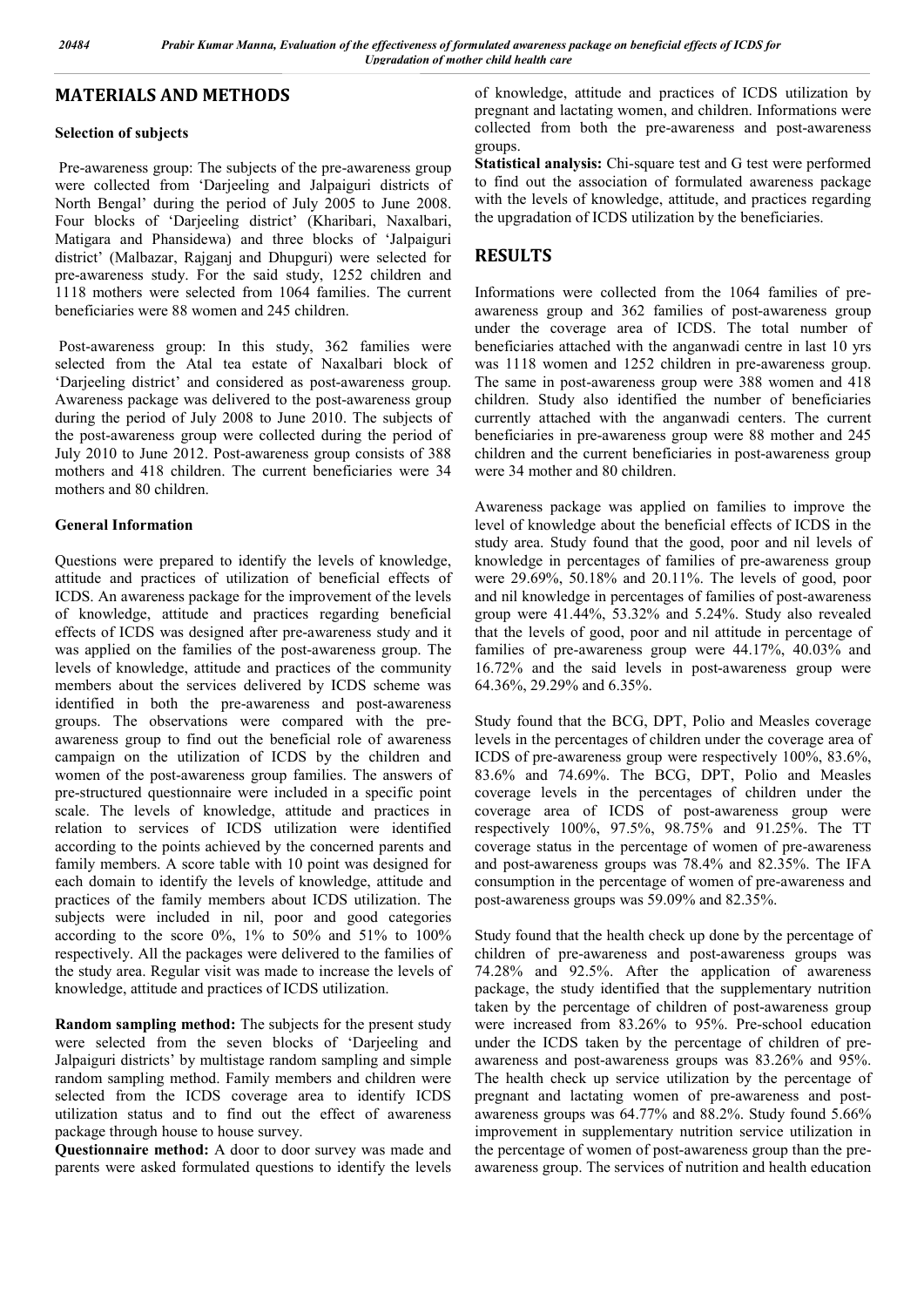## MATERIALS AND METHODS

### Selection of subjects

Pre-awareness group: The subjects of the pre-awareness group were collected from 'Darjeeling and Jalpaiguri districts of North Bengal' during the period of July 2005 to June 2008. Four blocks of 'Darjeeling district' (Kharibari, Naxalbari, Matigara and Phansidewa) and three blocks of 'Jalpaiguri district' (Malbazar, Rajganj and Dhupguri) were selected for pre-awareness study. For the said study, 1252 children and 1118 mothers were selected from 1064 families. The current beneficiaries were 88 women and 245 children.

Post-awareness group: In this study, 362 families were selected from the Atal tea estate of Naxalbari block of 'Darjeeling district' and considered as post-awareness group. Awareness package was delivered to the post-awareness group during the period of July 2008 to June 2010. The subjects of the post-awareness group were collected during the period of July 2010 to June 2012. Post-awareness group consists of 388 mothers and 418 children. The current beneficiaries were 34 mothers and 80 children.

### General Information

Questions were prepared to identify the levels of knowledge, attitude and practices of utilization of beneficial effects of ICDS. An awareness package for the improvement of the levels of knowledge, attitude and practices regarding beneficial effects of ICDS was designed after pre-awareness study and it was applied on the families of the post-awareness group. The levels of knowledge, attitude and practices of the community members about the services delivered by ICDS scheme was identified in both the pre-awareness and post-awareness groups. The observations were compared with the pre-awareness group to find out the beneficial role of awareness campaign on the utilization of ICDS by the children and women of the post-awareness group families. The answers of pre-structured questionnaire were included in a specific point scale. The levels of knowledge, attitude and practices in relation to services of ICDS utilization were identified according to the points achieved by the concerned parents and family members. A score table with 10 point was designed for each domain to identify the levels of knowledge, attitude and practices of the family members about ICDS utilization. The subjects were included in nil, poor and good categories according to the score 0%, 1% to 50% and 51% to 100% respectively. All the packages were delivered to the families of the study area. Regular visit was made to increase the levels of knowledge, attitude and practices of ICDS utilization.

**Random sampling method:** The subjects for the present study were selected from the seven blocks of 'Darjeeling and Jalpaiguri districts' by multistage random sampling and simple random sampling method. Family members and children were selected from the ICDS coverage area to identify ICDS utilization status and to find out the effect of awareness package through house to house survey.

**Questionnaire method:** A door to door survey was made and parents were asked formulated questions to identify the levels of knowledge, attitude and practices of ICDS utilization by pregnant and lactating women, and children. Informations were collected from both the pre-awareness and post-awareness groups.

**Statistical analysis:** Chi-square test and G test were performed to find out the association of formulated awareness package with the levels of knowledge, attitude, and practices regarding the upgradation of ICDS utilization by the beneficiaries.

## RESULTS

Informations were collected from the 1064 families of pre-awareness group and 362 families of post-awareness group under the coverage area of ICDS. The total number of beneficiaries attached with the anganwadi centre in last 10 yrs was 1118 women and 1252 children in pre-awareness group. The same in post-awareness group were 388 women and 418 children. Study also identified the number of beneficiaries currently attached with the anganwadi centers. The current beneficiaries in pre-awareness group were 88 mother and 245 children and the current beneficiaries in post-awareness group were 34 mother and 80 children.

Awareness package was applied on families to improve the level of knowledge about the beneficial effects of ICDS in the study area. Study found that the good, poor and nil levels of knowledge in percentages of families of pre-awareness group were 29.69%, 50.18% and 20.11%. The levels of good, poor and nil knowledge in percentages of families of post-awareness group were 41.44%, 53.32% and 5.24%. Study also revealed that the levels of good, poor and nil attitude in percentage of families of pre-awareness group were 44.17%, 40.03% and 16.72% and the said levels in post-awareness group were 64.36%, 29.29% and 6.35%.

Study found that the BCG, DPT, Polio and Measles coverage levels in the percentages of children under the coverage area of ICDS of pre-awareness group were respectively 100%, 83.6%, 83.6% and 74.69%. The BCG, DPT, Polio and Measles coverage levels in the percentages of children under the coverage area of ICDS of post-awareness group were respectively 100%, 97.5%, 98.75% and 91.25%. The TT coverage status in the percentage of women of pre-awareness and post-awareness groups was 78.4% and 82.35%. The IFA consumption in the percentage of women of pre-awareness and post-awareness groups was 59.09% and 82.35%.

Study found that the health check up done by the percentage of children of pre-awareness and post-awareness groups was 74.28% and 92.5%. After the application of awareness package, the study identified that the supplementary nutrition taken by the percentage of children of post-awareness group were increased from 83.26% to 95%. Pre-school education under the ICDS taken by the percentage of children of pre-awareness and post-awareness groups was 83.26% and 95%. The health check up service utilization by the percentage of pregnant and lactating women of pre-awareness and post-awareness groups was 64.77% and 88.2%. Study found 5.66% improvement in supplementary nutrition service utilization in the percentage of women of post-awareness group than the pre-awareness group. The services of nutrition and health education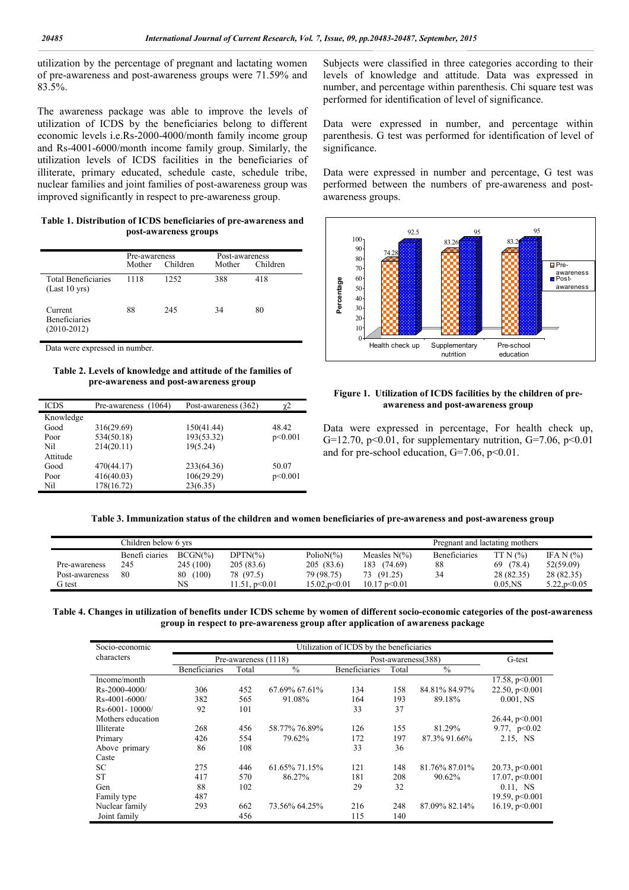utilization by the percentage of pregnant and lactating women of pre-awareness and post-awareness groups were 71.59% and 83.5%.

The awareness package was able to improve the levels of utilization of ICDS by the beneficiaries belong to different economic levels i.e.Rs-2000-4000/month family income group and Rs-4001-6000/month income family group. Similarly, the utilization levels of ICDS facilities in the beneficiaries of illiterate, primary educated, schedule caste, schedule tribe, nuclear families and joint families of post-awareness group was improved significantly in respect to pre-awareness group.

**Table 1. Distribution of ICDS beneficiaries of pre-awareness and post-awareness groups**

| | Pre-awareness | | Post-awareness | |
|---|---|---|---|---|
| | Mother | Children | Mother | Children |
| Total Beneficiaries (Last 10 yrs) | 1118 | 1252 | 388 | 418 |
| Current Beneficiaries (2010-2012) | 88 | 245 | 34 | 80 |

Data were expressed in number.

**Table 2. Levels of knowledge and attitude of the families of pre-awareness and post-awareness group**

| ICDS | Pre-awareness (1064) | Post-awareness (362) | $\chi 2$ |
|---|---|---|---|
| Knowledge | | | |
| Good | 316(29.69) | 150(41.44) | 48.42 |
| Poor | 534(50.18) | 193(53.32) | p<0.001 |
| Nil | 214(20.11) | 19(5.24) | |
| Attitude | | | |
| Good | 470(44.17) | 233(64.36) | 50.07 |
| Poor | 416(40.03) | 106(29.29) | p<0.001 |
| Nil | 178(16.72) | 23(6.35) | |

Subjects were classified in three categories according to their levels of knowledge and attitude. Data was expressed in number, and percentage within parenthesis. Chi square test was performed for identification of level of significance.

Data were expressed in number, and percentage within parenthesis. G test was performed for identification of level of significance.

Data were expressed in number and percentage, G test was performed between the numbers of pre-awareness and post-awareness groups.

**Figure 1. Utilization of ICDS facilities by the children of pre-awareness and post-awareness group**

Data were expressed in percentage, For health check up, G=12.70, p<0.01, for supplementary nutrition, G=7.06, p<0.01 and for pre-school education, G=7.06, p<0.01.

**Table 3. Immunization status of the children and women beneficiaries of pre-awareness and post-awareness group**

| | Children below 6 yrs | | | | | Pregnant and lactating mothers | | |
|---|---|---|---|---|---|---|---|---|
| | Benefi ciaries | BCGN(%) | DPTN(%) | PolioN(%) | Measles N(%) | Beneficiaries | TT N (%) | IFA N (%) |
| Pre-awareness | 245 | 245 (100) | 205 (83.6) | 205 (83.6) | 183 (74.69) | 88 | 69 (78.4) | 52(59.09) |
| Post-awareness | 80 | 80 (100) | 78 (97.5) | 79 (98.75) | 73 (91.25) | 34 | 28 (82.35) | 28 (82.35) |
| G test | | NS | 11.51, p<0.01 | 15.02,p<0.01 | 10.17 p<0.01 | | 0.05,NS | 5.22,p<0.05 |

**Table 4. Changes in utilization of benefits under ICDS scheme by women of different socio-economic categories of the post-awareness group in respect to pre-awareness group after application of awareness package**

| Socio-economic characters | Utilization of ICDS by the beneficiaries | | | | | | |
|---|---|---|---|---|---|---|---|
| | Pre-awareness (1118) | | | Post-awareness(388) | | | G-test |
| | Beneficiaries | Total | % | Beneficiaries | Total | % | |
| Income/month | | | | | | | 17.58, p<0.001 |
| Rs-2000-4000/ | 306 | 452 | 67.69% 67.61% | 134 | 158 | 84.81% 84.97% | 22.50, p<0.001 |
| Rs-4001-6000/ | 382 | 565 | 91.08% | 164 | 193 | 89.18% | 0.001, NS |
| Rs-6001- 10000/ | 92 | 101 | | 33 | 37 | | |
| Mothers education | | | | | | | 26.44, p<0.001 |
| Illiterate | 268 | 456 | 58.77% 76.89% | 126 | 155 | 81.29% | 9.77, p<0.02 |
| Primary | 426 | 554 | 79.62% | 172 | 197 | 87.3% 91.66% | 2.15, NS |
| Above primary | 86 | 108 | | 33 | 36 | | |
| Caste | | | | | | | |
| SC | 275 | 446 | 61.65% 71.15% | 121 | 148 | 81.76% 87.01% | 20.73, p<0.001 |
| ST | 417 | 570 | 86.27% | 181 | 208 | 90.62% | 17.07, p<0.001 |
| Gen | 88 | 102 | | 29 | 32 | | 0.11, NS |
| Family type | 487 | | | | | | 19.59, p<0.001 |
| Nuclear family | 293 | 662 | 73.56% 64.25% | 216 | 248 | 87.09% 82.14% | 16.19, p<0.001 |
| Joint family | | 456 | | 115 | 140 | | |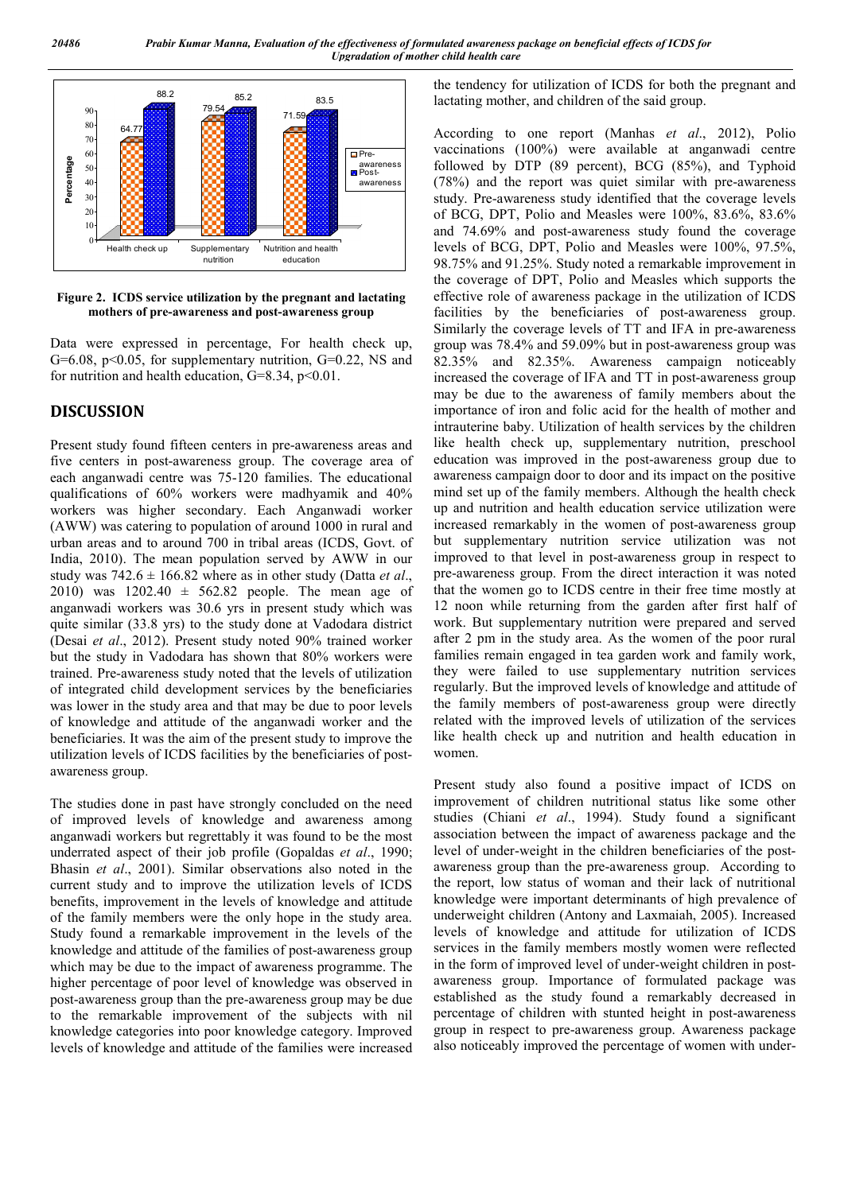Figure 2. ICDS service utilization by the pregnant and lactating mothers of pre-awareness and post-awareness group

Data were expressed in percentage, For health check up, G=6.08, $p<0.05$, for supplementary nutrition, G=0.22, NS and for nutrition and health education, G=8.34, $p<0.01$.

## DISCUSSION

Present study found fifteen centers in pre-awareness areas and five centers in post-awareness group. The coverage area of each anganwadi centre was 75-120 families. The educational qualifications of 60% workers were madhyamik and 40% workers was higher secondary. Each Anganwadi worker (AWW) was catering to population of around 1000 in rural and urban areas and to around 700 in tribal areas (ICDS, Govt. of India, 2010). The mean population served by AWW in our study was $742.6 \pm 166.82$ where as in other study (Datta *et al*., 2010) was $1202.40 \pm 562.82$ people. The mean age of anganwadi workers was 30.6 yrs in present study which was quite similar (33.8 yrs) to the study done at Vadodara district (Desai *et al*., 2012). Present study noted 90% trained worker but the study in Vadodara has shown that 80% workers were trained. Pre-awareness study noted that the levels of utilization of integrated child development services by the beneficiaries was lower in the study area and that may be due to poor levels of knowledge and attitude of the anganwadi worker and the beneficiaries. It was the aim of the present study to improve the utilization levels of ICDS facilities by the beneficiaries of post-awareness group.

The studies done in past have strongly concluded on the need of improved levels of knowledge and awareness among anganwadi workers but regrettably it was found to be the most underrated aspect of their job profile (Gopaldas *et al*., 1990; Bhasin *et al*., 2001). Similar observations also noted in the current study and to improve the utilization levels of ICDS benefits, improvement in the levels of knowledge and attitude of the family members were the only hope in the study area. Study found a remarkable improvement in the levels of the knowledge and attitude of the families of post-awareness group which may be due to the impact of awareness programme. The higher percentage of poor level of knowledge was observed in post-awareness group than the pre-awareness group may be due to the remarkable improvement of the subjects with nil knowledge categories into poor knowledge category. Improved levels of knowledge and attitude of the families were increased the tendency for utilization of ICDS for both the pregnant and lactating mother, and children of the said group.

According to one report (Manhas *et al*., 2012), Polio vaccinations (100%) were available at anganwadi centre followed by DTP (89 percent), BCG (85%), and Typhoid (78%) and the report was quiet similar with pre-awareness study. Pre-awareness study identified that the coverage levels of BCG, DPT, Polio and Measles were 100%, 83.6%, 83.6% and 74.69% and post-awareness study found the coverage levels of BCG, DPT, Polio and Measles were 100%, 97.5%, 98.75% and 91.25%. Study noted a remarkable improvement in the coverage of DPT, Polio and Measles which supports the effective role of awareness package in the utilization of ICDS facilities by the beneficiaries of post-awareness group. Similarly the coverage levels of TT and IFA in pre-awareness group was 78.4% and 59.09% but in post-awareness group was 82.35% and 82.35%. Awareness campaign noticeably increased the coverage of IFA and TT in post-awareness group may be due to the awareness of family members about the importance of iron and folic acid for the health of mother and intrauterine baby. Utilization of health services by the children like health check up, supplementary nutrition, preschool education was improved in the post-awareness group due to awareness campaign door to door and its impact on the positive mind set up of the family members. Although the health check up and nutrition and health education service utilization were increased remarkably in the women of post-awareness group but supplementary nutrition service utilization was not improved to that level in post-awareness group in respect to pre-awareness group. From the direct interaction it was noted that the women go to ICDS centre in their free time mostly at 12 noon while returning from the garden after first half of work. But supplementary nutrition were prepared and served after 2 pm in the study area. As the women of the poor rural families remain engaged in tea garden work and family work, they were failed to use supplementary nutrition services regularly. But the improved levels of knowledge and attitude of the family members of post-awareness group were directly related with the improved levels of utilization of the services like health check up and nutrition and health education in women.

Present study also found a positive impact of ICDS on improvement of children nutritional status like some other studies (Chiani *et al*., 1994). Study found a significant association between the impact of awareness package and the level of under-weight in the children beneficiaries of the post-awareness group than the pre-awareness group. According to the report, low status of woman and their lack of nutritional knowledge were important determinants of high prevalence of underweight children (Antony and Laxmaiah, 2005). Increased levels of knowledge and attitude for utilization of ICDS services in the family members mostly women were reflected in the form of improved level of under-weight children in post-awareness group. Importance of formulated package was established as the study found a remarkably decreased in percentage of children with stunted height in post-awareness group in respect to pre-awareness group. Awareness package also noticeably improved the percentage of women with under-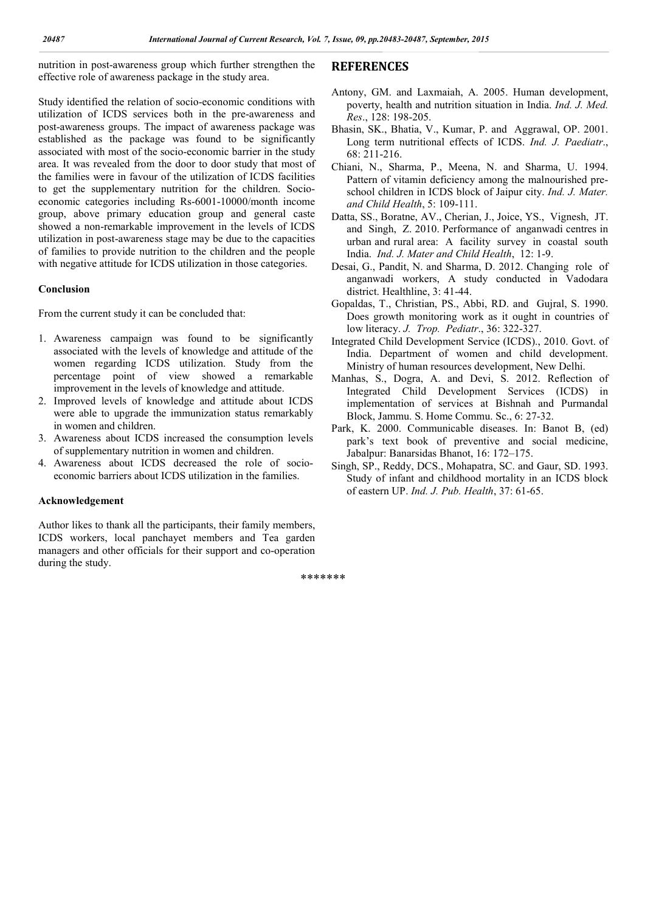nutrition in post-awareness group which further strengthen the effective role of awareness package in the study area.

Study identified the relation of socio-economic conditions with utilization of ICDS services both in the pre-awareness and post-awareness groups. The impact of awareness package was established as the package was found to be significantly associated with most of the socio-economic barrier in the study area. It was revealed from the door to door study that most of the families were in favour of the utilization of ICDS facilities to get the supplementary nutrition for the children. Socio-economic categories including Rs-6001-10000/month income group, above primary education group and general caste showed a non-remarkable improvement in the levels of ICDS utilization in post-awareness stage may be due to the capacities of families to provide nutrition to the children and the people with negative attitude for ICDS utilization in those categories.

### Conclusion

From the current study it can be concluded that:

1. Awareness campaign was found to be significantly associated with the levels of knowledge and attitude of the women regarding ICDS utilization. Study from the percentage point of view showed a remarkable improvement in the levels of knowledge and attitude.
2. Improved levels of knowledge and attitude about ICDS were able to upgrade the immunization status remarkably in women and children.
3. Awareness about ICDS increased the consumption levels of supplementary nutrition in women and children.
4. Awareness about ICDS decreased the role of socio-economic barriers about ICDS utilization in the families.

### Acknowledgement

Author likes to thank all the participants, their family members, ICDS workers, local panchayet members and Tea garden managers and other officials for their support and co-operation during the study.

## REFERENCES

Antony, GM. and Laxmaiah, A. 2005. Human development, poverty, health and nutrition situation in India. *Ind. J. Med. Res*., 128: 198-205.

Bhasin, SK., Bhatia, V., Kumar, P. and Aggrawal, OP. 2001. Long term nutritional effects of ICDS. *Ind. J. Paediatr*., 68: 211-216.

Chiani, N., Sharma, P., Meena, N. and Sharma, U. 1994. Pattern of vitamin deficiency among the malnourished pre-school children in ICDS block of Jaipur city. *Ind. J. Mater. and Child Health*, 5: 109-111.

Datta, SS., Boratne, AV., Cherian, J., Joice, YS., Vignesh, JT. and Singh, Z. 2010. Performance of anganwadi centres in urban and rural area: A facility survey in coastal south India. *Ind. J. Mater and Child Health*, 12: 1-9.

Desai, G., Pandit, N. and Sharma, D. 2012. Changing role of anganwadi workers, A study conducted in Vadodara district. Healthline, 3: 41-44.

Gopaldas, T., Christian, PS., Abbi, RD. and Gujral, S. 1990. Does growth monitoring work as it ought in countries of low literacy. *J. Trop. Pediatr*., 36: 322-327.

Integrated Child Development Service (ICDS)., 2010. Govt. of India. Department of women and child development. Ministry of human resources development, New Delhi.

Manhas, S., Dogra, A. and Devi, S. 2012. Reflection of Integrated Child Development Services (ICDS) in implementation of services at Bishnah and Purmandal Block, Jammu. S. Home Commu. Sc., 6: 27-32.

Park, K. 2000. Communicable diseases. In: Banot B, (ed) park's text book of preventive and social medicine, Jabalpur: Banarsidas Bhanot, 16: 172–175.

Singh, SP., Reddy, DCS., Mohapatra, SC. and Gaur, SD. 1993. Study of infant and childhood mortality in an ICDS block of eastern UP. *Ind. J. Pub. Health*, 37: 61-65.

*******